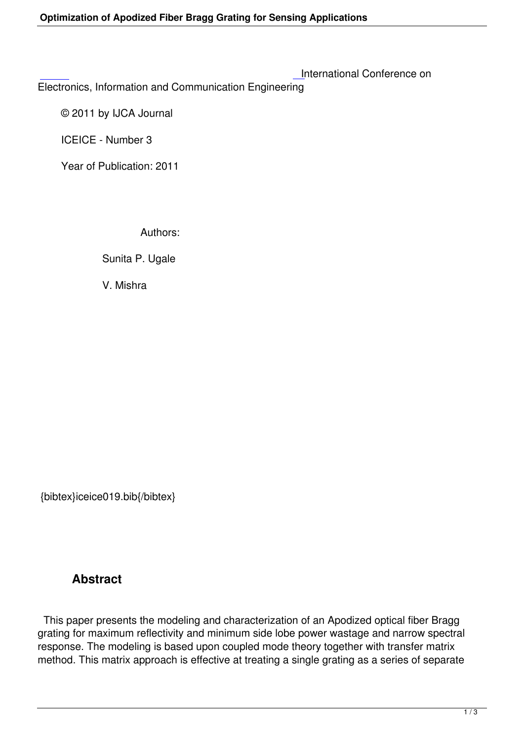International Conference on Electronics, Information and Communication Engineering

© 2011 by IJCA Journal

ICEICE - Number 3

Year of Publication: 2011

Authors:

Sunita P. Ugale

V. Mishra

{bibtex}iceice019.bib{/bibtex}

## Abstract

This paper presents the modeling and characterization of an Apodized optical fiber Bragg grating for maximum reflectivity and minimum side lobe power wastage and narrow spectral response. The modeling is based upon coupled mode theory together with transfer matrix method. This matrix approach is effective at treating a single grating as a series of separate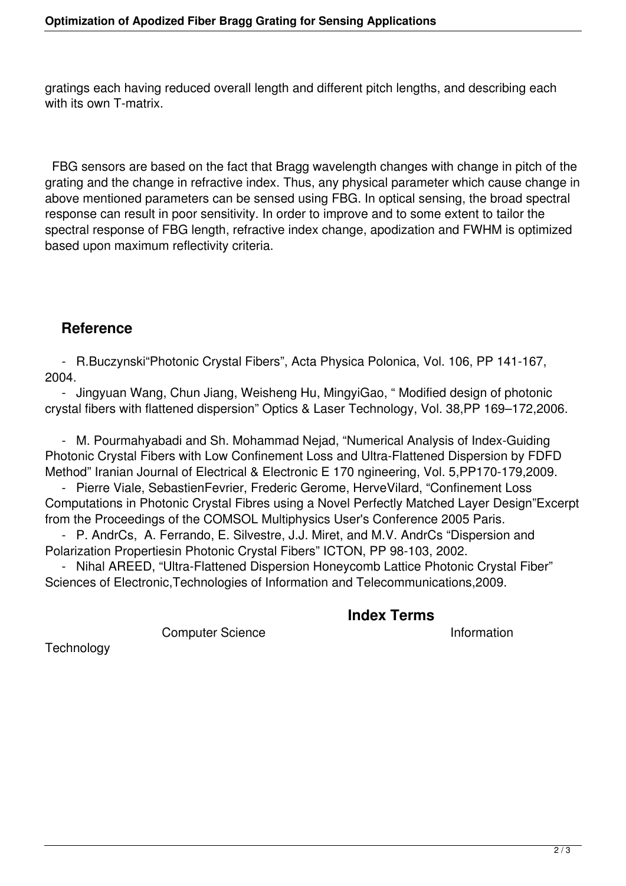gratings each having reduced overall length and different pitch lengths, and describing each with its own T-matrix.

FBG sensors are based on the fact that Bragg wavelength changes with change in pitch of the grating and the change in refractive index. Thus, any physical parameter which cause change in above mentioned parameters can be sensed using FBG. In optical sensing, the broad spectral response can result in poor sensitivity. In order to improve and to some extent to tailor the spectral response of FBG length, refractive index change, apodization and FWHM is optimized based upon maximum reflectivity criteria.

## Reference

- R.Buczynski“Photonic Crystal Fibers”, Acta Physica Polonica, Vol. 106, PP 141-167, 2004.
- Jingyuan Wang, Chun Jiang, Weisheng Hu, MingyiGao, “ Modified design of photonic crystal fibers with flattened dispersion” Optics & Laser Technology, Vol. 38,PP 169–172,2006.
- M. Pourmahyabadi and Sh. Mohammad Nejad, “Numerical Analysis of Index-Guiding Photonic Crystal Fibers with Low Confinement Loss and Ultra-Flattened Dispersion by FDFD Method” Iranian Journal of Electrical & Electronic E 170 ngineering, Vol. 5,PP170-179,2009.
- Pierre Viale, SebastienFevrier, Frederic Gerome, HerveVilard, “Confinement Loss Computations in Photonic Crystal Fibres using a Novel Perfectly Matched Layer Design”Excerpt from the Proceedings of the COMSOL Multiphysics User's Conference 2005 Paris.
- P. AndrCs, A. Ferrando, E. Silvestre, J.J. Miret, and M.V. AndrCs “Dispersion and Polarization Propertiesin Photonic Crystal Fibers” ICTON, PP 98-103, 2002.
- Nihal AREED, “Ultra-Flattened Dispersion Honeycomb Lattice Photonic Crystal Fiber” Sciences of Electronic,Technologies of Information and Telecommunications,2009.

## Index Terms

Computer Science Information Technology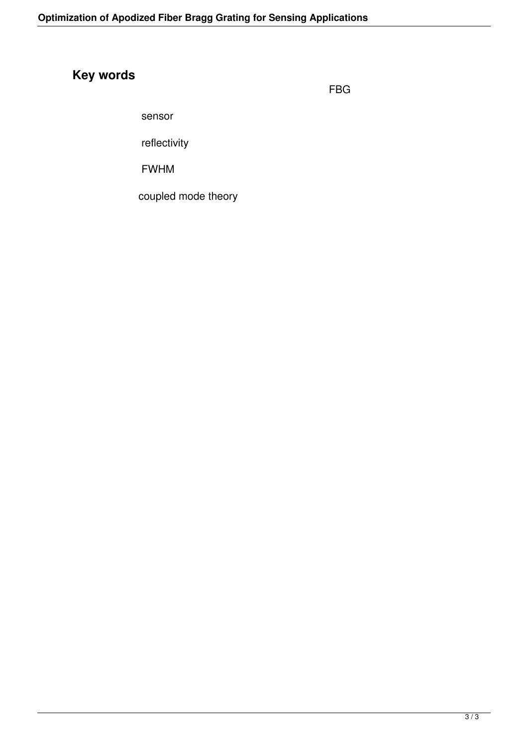## Key words

FBG

sensor

reflectivity

FWHM

coupled mode theory